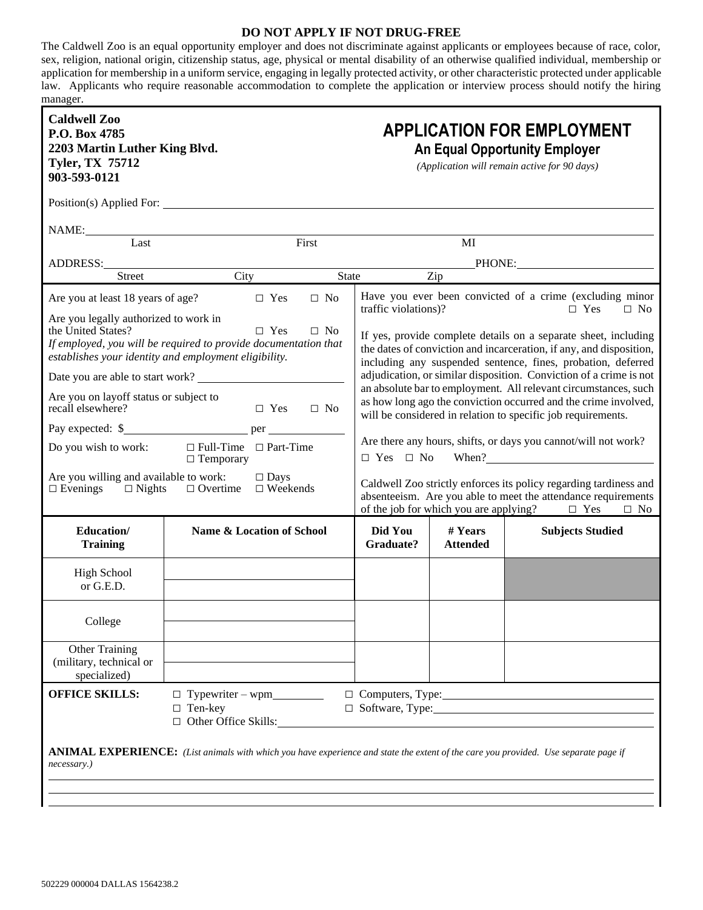**DO NOT APPLY IF NOT DRUG-FREE**

The Caldwell Zoo is an equal opportunity employer and does not discriminate against applicants or employees because of race, color, sex, religion, national origin, citizenship status, age, physical or mental disability of an otherwise qualified individual, membership or application for membership in a uniform service, engaging in legally protected activity, or other characteristic protected under applicable law. Applicants who require reasonable accommodation to complete the application or interview process should notify the hiring manager.

**Caldwell Zoo**
**P.O. Box 4785**
**2203 Martin Luther King Blvd.**
**Tyler, TX 75712**
**903-593-0121**

# APPLICATION FOR EMPLOYMENT

## An Equal Opportunity Employer

*(Application will remain active for 90 days)*

Position(s) Applied For: ____________________

NAME: ____________________
Last First MI

ADDRESS: ____________________ PHONE: ____________________
Street City State Zip

Are you at least 18 years of age? ☐ Yes ☐ No

Are you legally authorized to work in the United States? ☐ Yes ☐ No
*If employed, you will be required to provide documentation that establishes your identity and employment eligibility.*

Date you are able to start work? ____________________

Are you on layoff status or subject to recall elsewhere? ☐ Yes ☐ No

Pay expected: $__________ per __________

Do you wish to work: ☐ Full-Time ☐ Part-Time ☐ Temporary

Are you willing and available to work: ☐ Days ☐ Evenings ☐ Nights ☐ Overtime ☐ Weekends

Have you ever been convicted of a crime (excluding minor traffic violations)? ☐ Yes ☐ No

If yes, provide complete details on a separate sheet, including the dates of conviction and incarceration, if any, and disposition, including any suspended sentence, fines, probation, deferred adjudication, or similar disposition. Conviction of a crime is not an absolute bar to employment. All relevant circumstances, such as how long ago the conviction occurred and the crime involved, will be considered in relation to specific job requirements.

Are there any hours, shifts, or days you cannot/will not work?
☐ Yes ☐ No When? ____________________

Caldwell Zoo strictly enforces its policy regarding tardiness and absenteeism. Are you able to meet the attendance requirements of the job for which you are applying? ☐ Yes ☐ No

| Education/ Training | Name & Location of School | Did You Graduate? | # Years Attended | Subjects Studied |
|---|---|---|---|---|
| High School or G.E.D. | | | | |
| College | | | | |
| Other Training (military, technical or specialized) | | | | |

**OFFICE SKILLS:** ☐ Typewriter – wpm__________ ☐ Computers, Type: ____________________
☐ Ten-key ☐ Software, Type: ____________________
☐ Other Office Skills: ____________________

**ANIMAL EXPERIENCE:** *(List animals with which you have experience and state the extent of the care you provided. Use separate page if necessary.)*

____________________

____________________

____________________

502229 000004 DALLAS 1564238.2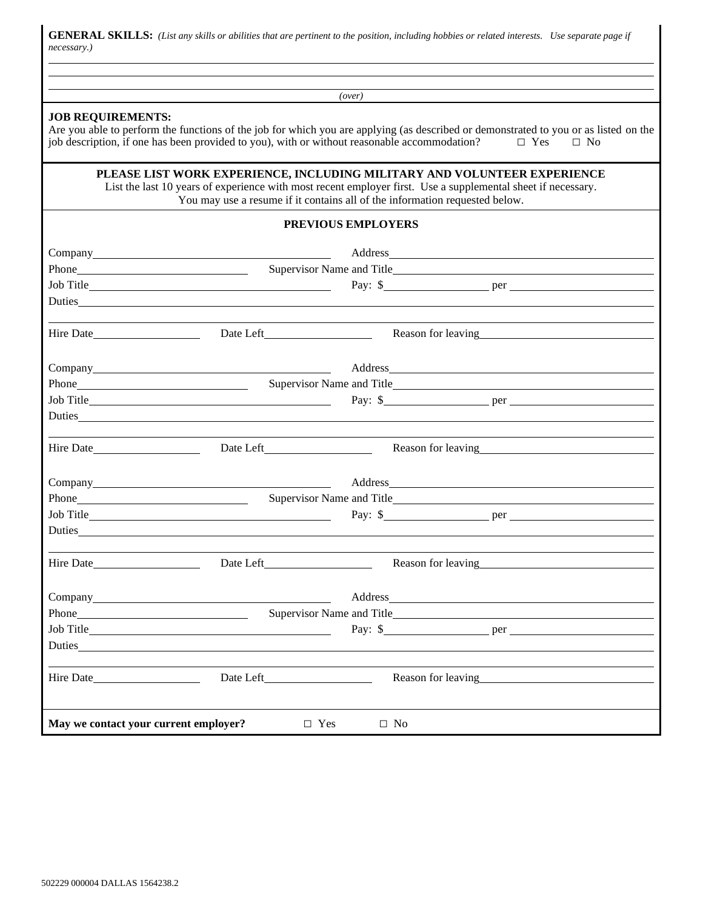**GENERAL SKILLS:** *(List any skills or abilities that are pertinent to the position, including hobbies or related interests. Use separate page if necessary.)*

\_\_\_\_\_\_\_\_\_\_\_\_\_\_\_\_\_\_\_\_\_\_\_\_\_\_\_\_\_\_\_\_\_\_\_\_\_\_\_\_\_\_\_\_\_\_\_\_\_\_\_\_\_\_\_\_\_\_\_\_

\_\_\_\_\_\_\_\_\_\_\_\_\_\_\_\_\_\_\_\_\_\_\_\_\_\_\_\_\_\_\_\_\_\_\_\_\_\_\_\_\_\_\_\_\_\_\_\_\_\_\_\_\_\_\_\_\_\_\_\_

\_\_\_\_\_\_\_\_\_\_\_\_\_\_\_\_\_\_\_\_\_\_\_\_\_\_\_\_\_\_\_\_\_\_\_\_\_\_\_\_\_\_\_\_\_\_\_\_\_\_\_\_\_\_\_\_\_\_\_\_

*(over)*

**JOB REQUIREMENTS:**

Are you able to perform the functions of the job for which you are applying (as described or demonstrated to you or as listed on the job description, if one has been provided to you), with or without reasonable accommodation? □ Yes □ No

**PLEASE LIST WORK EXPERIENCE, INCLUDING MILITARY AND VOLUNTEER EXPERIENCE**

List the last 10 years of experience with most recent employer first. Use a supplemental sheet if necessary. You may use a resume if it contains all of the information requested below.

**PREVIOUS EMPLOYERS**

Company\_\_\_\_\_\_\_\_\_\_\_\_\_\_\_\_\_\_\_\_ Address\_\_\_\_\_\_\_\_\_\_\_\_\_\_\_\_\_\_\_\_

Phone\_\_\_\_\_\_\_\_\_\_\_\_\_\_\_\_ Supervisor Name and Title\_\_\_\_\_\_\_\_\_\_\_\_\_\_\_\_\_\_\_\_

Job Title\_\_\_\_\_\_\_\_\_\_\_\_\_\_\_\_\_\_\_\_ Pay: $\_\_\_\_\_\_\_\_\_\_ per \_\_\_\_\_\_\_\_\_\_\_\_

Duties\_\_\_\_\_\_\_\_\_\_\_\_\_\_\_\_\_\_\_\_\_\_\_\_\_\_\_\_\_\_\_\_\_\_\_\_\_\_\_\_\_\_\_\_\_\_\_\_\_\_\_\_

\_\_\_\_\_\_\_\_\_\_\_\_\_\_\_\_\_\_\_\_\_\_\_\_\_\_\_\_\_\_\_\_\_\_\_\_\_\_\_\_\_\_\_\_\_\_\_\_\_\_\_\_\_\_\_\_\_\_\_\_

Hire Date\_\_\_\_\_\_\_\_\_\_ Date Left\_\_\_\_\_\_\_\_\_\_ Reason for leaving\_\_\_\_\_\_\_\_\_\_\_\_\_\_\_\_

Company\_\_\_\_\_\_\_\_\_\_\_\_\_\_\_\_\_\_\_\_ Address\_\_\_\_\_\_\_\_\_\_\_\_\_\_\_\_\_\_\_\_

Phone\_\_\_\_\_\_\_\_\_\_\_\_\_\_\_\_ Supervisor Name and Title\_\_\_\_\_\_\_\_\_\_\_\_\_\_\_\_\_\_\_\_

Job Title\_\_\_\_\_\_\_\_\_\_\_\_\_\_\_\_\_\_\_\_ Pay: $\_\_\_\_\_\_\_\_\_\_ per \_\_\_\_\_\_\_\_\_\_\_\_

Duties\_\_\_\_\_\_\_\_\_\_\_\_\_\_\_\_\_\_\_\_\_\_\_\_\_\_\_\_\_\_\_\_\_\_\_\_\_\_\_\_\_\_\_\_\_\_\_\_\_\_\_\_

\_\_\_\_\_\_\_\_\_\_\_\_\_\_\_\_\_\_\_\_\_\_\_\_\_\_\_\_\_\_\_\_\_\_\_\_\_\_\_\_\_\_\_\_\_\_\_\_\_\_\_\_\_\_\_\_\_\_\_\_

Hire Date\_\_\_\_\_\_\_\_\_\_ Date Left\_\_\_\_\_\_\_\_\_\_ Reason for leaving\_\_\_\_\_\_\_\_\_\_\_\_\_\_\_\_

Company\_\_\_\_\_\_\_\_\_\_\_\_\_\_\_\_\_\_\_\_ Address\_\_\_\_\_\_\_\_\_\_\_\_\_\_\_\_\_\_\_\_

Phone\_\_\_\_\_\_\_\_\_\_\_\_\_\_\_\_ Supervisor Name and Title\_\_\_\_\_\_\_\_\_\_\_\_\_\_\_\_\_\_\_\_

Job Title\_\_\_\_\_\_\_\_\_\_\_\_\_\_\_\_\_\_\_\_ Pay: $\_\_\_\_\_\_\_\_\_\_ per \_\_\_\_\_\_\_\_\_\_\_\_

Duties\_\_\_\_\_\_\_\_\_\_\_\_\_\_\_\_\_\_\_\_\_\_\_\_\_\_\_\_\_\_\_\_\_\_\_\_\_\_\_\_\_\_\_\_\_\_\_\_\_\_\_\_

\_\_\_\_\_\_\_\_\_\_\_\_\_\_\_\_\_\_\_\_\_\_\_\_\_\_\_\_\_\_\_\_\_\_\_\_\_\_\_\_\_\_\_\_\_\_\_\_\_\_\_\_\_\_\_\_\_\_\_\_

Hire Date\_\_\_\_\_\_\_\_\_\_ Date Left\_\_\_\_\_\_\_\_\_\_ Reason for leaving\_\_\_\_\_\_\_\_\_\_\_\_\_\_\_\_

Company\_\_\_\_\_\_\_\_\_\_\_\_\_\_\_\_\_\_\_\_ Address\_\_\_\_\_\_\_\_\_\_\_\_\_\_\_\_\_\_\_\_

Phone\_\_\_\_\_\_\_\_\_\_\_\_\_\_\_\_ Supervisor Name and Title\_\_\_\_\_\_\_\_\_\_\_\_\_\_\_\_\_\_\_\_

Job Title\_\_\_\_\_\_\_\_\_\_\_\_\_\_\_\_\_\_\_\_ Pay: $\_\_\_\_\_\_\_\_\_\_ per \_\_\_\_\_\_\_\_\_\_\_\_

Duties\_\_\_\_\_\_\_\_\_\_\_\_\_\_\_\_\_\_\_\_\_\_\_\_\_\_\_\_\_\_\_\_\_\_\_\_\_\_\_\_\_\_\_\_\_\_\_\_\_\_\_\_

\_\_\_\_\_\_\_\_\_\_\_\_\_\_\_\_\_\_\_\_\_\_\_\_\_\_\_\_\_\_\_\_\_\_\_\_\_\_\_\_\_\_\_\_\_\_\_\_\_\_\_\_\_\_\_\_\_\_\_\_

Hire Date\_\_\_\_\_\_\_\_\_\_ Date Left\_\_\_\_\_\_\_\_\_\_ Reason for leaving\_\_\_\_\_\_\_\_\_\_\_\_\_\_\_\_

**May we contact your current employer?** □ Yes □ No

502229 000004 DALLAS 1564238.2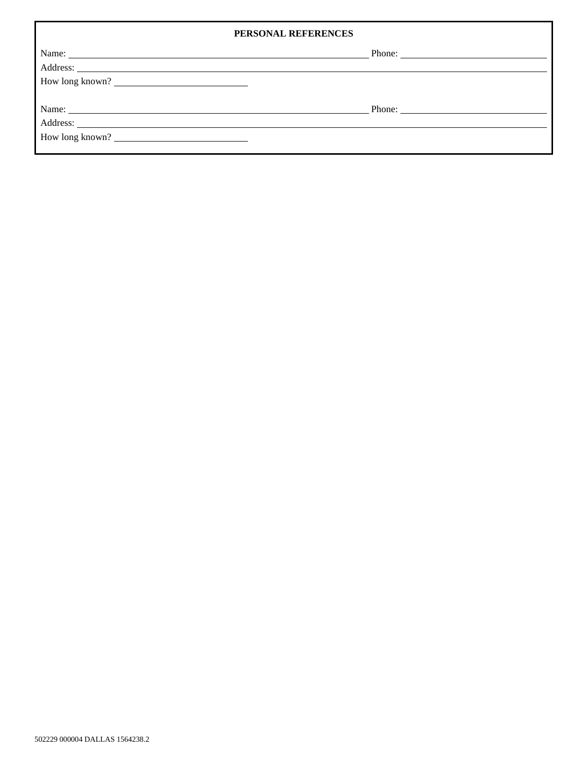**PERSONAL REFERENCES**

Name: ______________________________ Phone: ______________

Address: ______________________________________________

How long known? ______________

Name: ______________________________ Phone: ______________

Address: ______________________________________________

How long known? ______________

502229 000004 DALLAS 1564238.2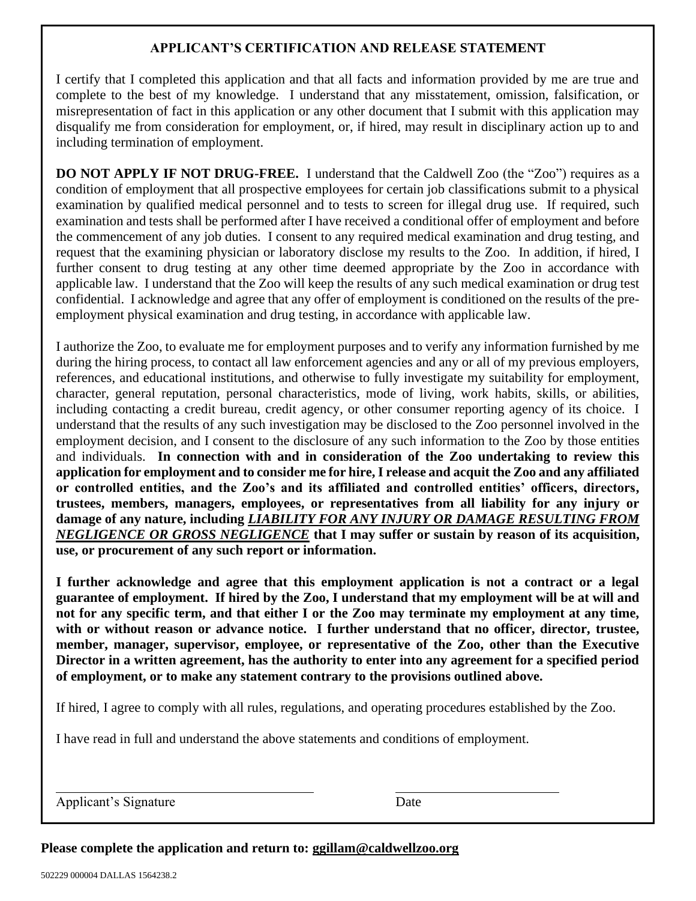## APPLICANT'S CERTIFICATION AND RELEASE STATEMENT

I certify that I completed this application and that all facts and information provided by me are true and complete to the best of my knowledge. I understand that any misstatement, omission, falsification, or misrepresentation of fact in this application or any other document that I submit with this application may disqualify me from consideration for employment, or, if hired, may result in disciplinary action up to and including termination of employment.

**DO NOT APPLY IF NOT DRUG-FREE.** I understand that the Caldwell Zoo (the "Zoo") requires as a condition of employment that all prospective employees for certain job classifications submit to a physical examination by qualified medical personnel and to tests to screen for illegal drug use. If required, such examination and tests shall be performed after I have received a conditional offer of employment and before the commencement of any job duties. I consent to any required medical examination and drug testing, and request that the examining physician or laboratory disclose my results to the Zoo. In addition, if hired, I further consent to drug testing at any other time deemed appropriate by the Zoo in accordance with applicable law. I understand that the Zoo will keep the results of any such medical examination or drug test confidential. I acknowledge and agree that any offer of employment is conditioned on the results of the pre-employment physical examination and drug testing, in accordance with applicable law.

I authorize the Zoo, to evaluate me for employment purposes and to verify any information furnished by me during the hiring process, to contact all law enforcement agencies and any or all of my previous employers, references, and educational institutions, and otherwise to fully investigate my suitability for employment, character, general reputation, personal characteristics, mode of living, work habits, skills, or abilities, including contacting a credit bureau, credit agency, or other consumer reporting agency of its choice. I understand that the results of any such investigation may be disclosed to the Zoo personnel involved in the employment decision, and I consent to the disclosure of any such information to the Zoo by those entities and individuals. **In connection with and in consideration of the Zoo undertaking to review this application for employment and to consider me for hire, I release and acquit the Zoo and any affiliated or controlled entities, and the Zoo's and its affiliated and controlled entities' officers, directors, trustees, members, managers, employees, or representatives from all liability for any injury or damage of any nature, including <u>*LIABILITY FOR ANY INJURY OR DAMAGE RESULTING FROM NEGLIGENCE OR GROSS NEGLIGENCE*</u> that I may suffer or sustain by reason of its acquisition, use, or procurement of any such report or information.**

**I further acknowledge and agree that this employment application is not a contract or a legal guarantee of employment. If hired by the Zoo, I understand that my employment will be at will and not for any specific term, and that either I or the Zoo may terminate my employment at any time, with or without reason or advance notice. I further understand that no officer, director, trustee, member, manager, supervisor, employee, or representative of the Zoo, other than the Executive Director in a written agreement, has the authority to enter into any agreement for a specified period of employment, or to make any statement contrary to the provisions outlined above.**

If hired, I agree to comply with all rules, regulations, and operating procedures established by the Zoo.

I have read in full and understand the above statements and conditions of employment.

\_\_\_\_\_\_\_\_\_\_\_\_\_\_\_\_\_\_\_\_\_\_\_\_\_\_\_\_\_\_\_\_\_\_\_\_ \_\_\_\_\_\_\_\_\_\_\_\_\_\_\_\_\_\_\_\_\_\_

Applicant's Signature Date

**Please complete the application and return to: <u>ggillam@caldwellzoo.org</u>**

502229 000004 DALLAS 1564238.2